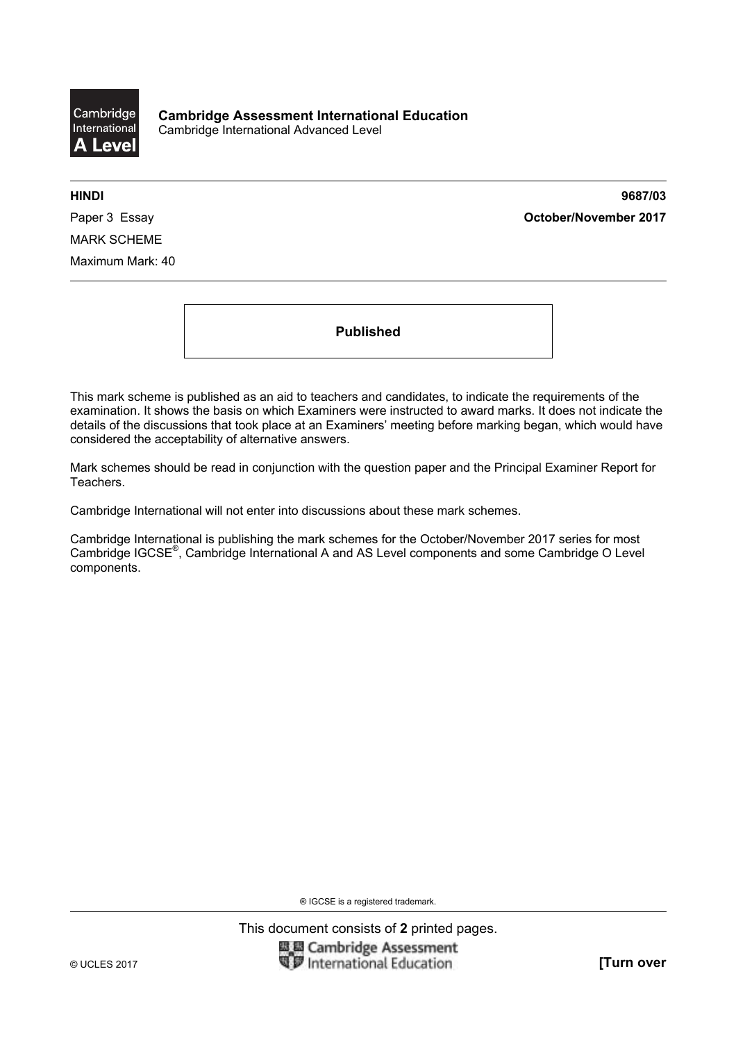**Cambridge Assessment International Education**
Cambridge International Advanced Level

**HINDI** **9687/03**

Paper 3 Essay **October/November 2017**

MARK SCHEME

Maximum Mark: 40

**Published**

This mark scheme is published as an aid to teachers and candidates, to indicate the requirements of the examination. It shows the basis on which Examiners were instructed to award marks. It does not indicate the details of the discussions that took place at an Examiners' meeting before marking began, which would have considered the acceptability of alternative answers.

Mark schemes should be read in conjunction with the question paper and the Principal Examiner Report for Teachers.

Cambridge International will not enter into discussions about these mark schemes.

Cambridge International is publishing the mark schemes for the October/November 2017 series for most Cambridge IGCSE®, Cambridge International A and AS Level components and some Cambridge O Level components.

® IGCSE is a registered trademark.

This document consists of **2** printed pages.

© UCLES 2017 **[Turn over**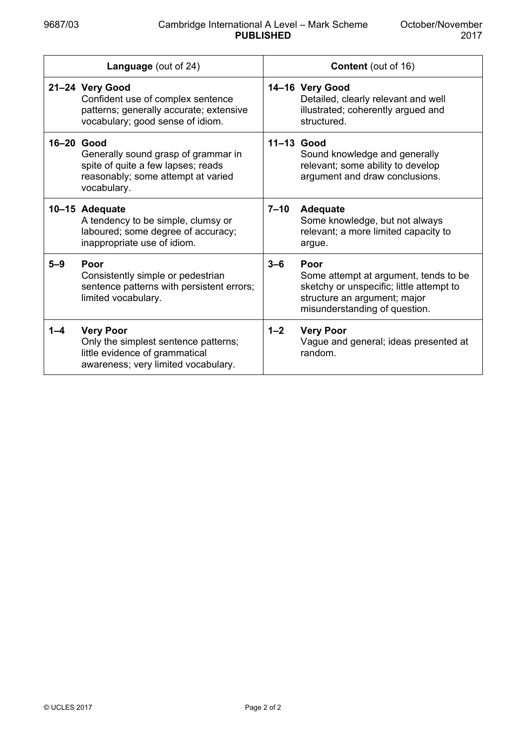| **Language** (out of 24) | **Content** (out of 16) |
|---|---|
| **21–24 Very Good** Confident use of complex sentence patterns; generally accurate; extensive vocabulary; good sense of idiom. | **14–16 Very Good** Detailed, clearly relevant and well illustrated; coherently argued and structured. |
| **16–20 Good** Generally sound grasp of grammar in spite of quite a few lapses; reads reasonably; some attempt at varied vocabulary. | **11–13 Good** Sound knowledge and generally relevant; some ability to develop argument and draw conclusions. |
| **10–15 Adequate** A tendency to be simple, clumsy or laboured; some degree of accuracy; inappropriate use of idiom. | **7–10 Adequate** Some knowledge, but not always relevant; a more limited capacity to argue. |
| **5–9 Poor** Consistently simple or pedestrian sentence patterns with persistent errors; limited vocabulary. | **3–6 Poor** Some attempt at argument, tends to be sketchy or unspecific; little attempt to structure an argument; major misunderstanding of question. |
| **1–4 Very Poor** Only the simplest sentence patterns; little evidence of grammatical awareness; very limited vocabulary. | **1–2 Very Poor** Vague and general; ideas presented at random. |